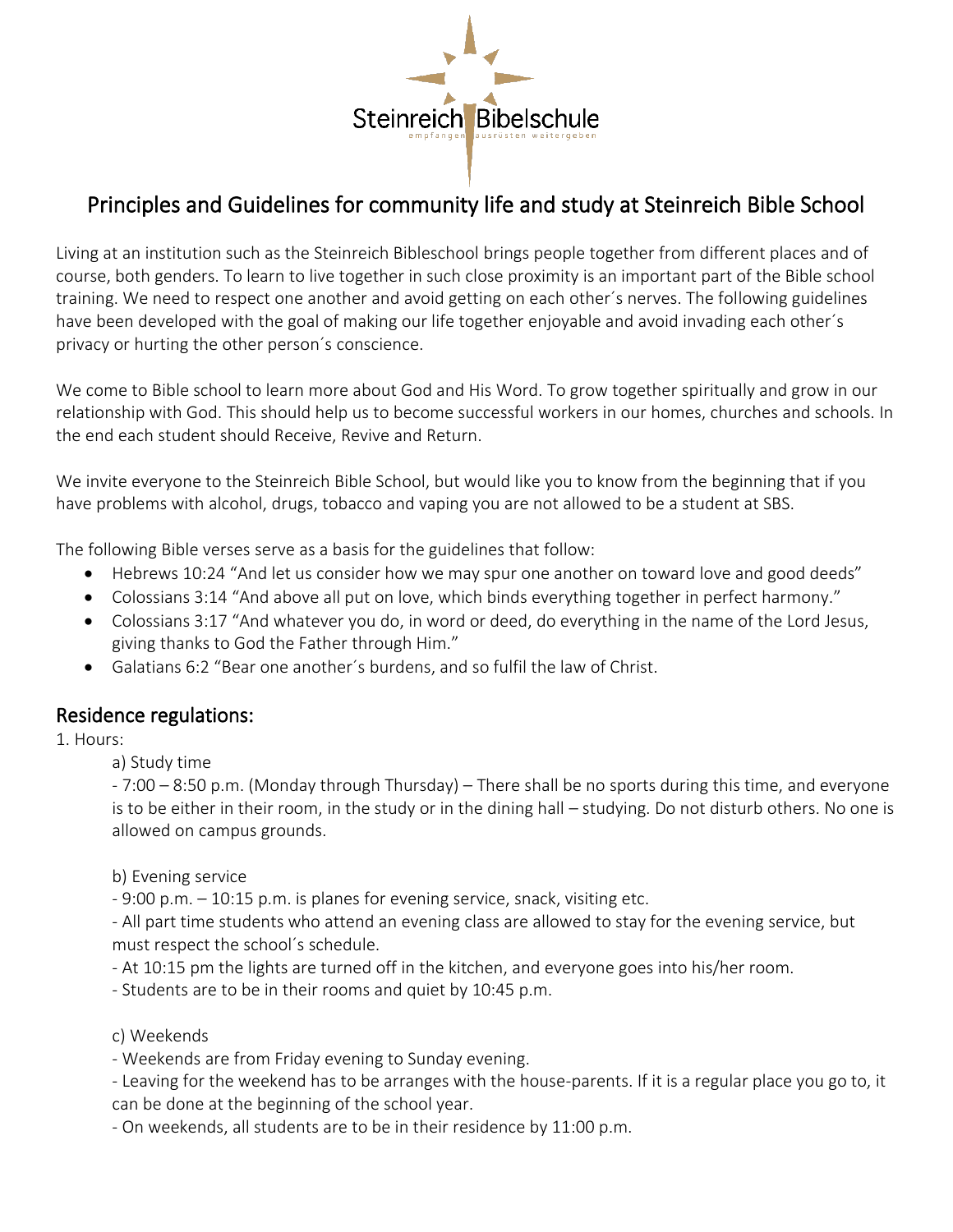Steinreich Bibelschule
empfangen ausrüsten weitergeben

# Principles and Guidelines for community life and study at Steinreich Bible School

Living at an institution such as the Steinreich Bibleschool brings people together from different places and of course, both genders. To learn to live together in such close proximity is an important part of the Bible school training. We need to respect one another and avoid getting on each other´s nerves. The following guidelines have been developed with the goal of making our life together enjoyable and avoid invading each other´s privacy or hurting the other person´s conscience.

We come to Bible school to learn more about God and His Word. To grow together spiritually and grow in our relationship with God. This should help us to become successful workers in our homes, churches and schools. In the end each student should Receive, Revive and Return.

We invite everyone to the Steinreich Bible School, but would like you to know from the beginning that if you have problems with alcohol, drugs, tobacco and vaping you are not allowed to be a student at SBS.

The following Bible verses serve as a basis for the guidelines that follow:

- Hebrews 10:24 "And let us consider how we may spur one another on toward love and good deeds"
- Colossians 3:14 "And above all put on love, which binds everything together in perfect harmony."
- Colossians 3:17 "And whatever you do, in word or deed, do everything in the name of the Lord Jesus, giving thanks to God the Father through Him."
- Galatians 6:2 "Bear one another´s burdens, and so fulfil the law of Christ.

## Residence regulations:

1. Hours:

a) Study time

- 7:00 – 8:50 p.m. (Monday through Thursday) – There shall be no sports during this time, and everyone is to be either in their room, in the study or in the dining hall – studying. Do not disturb others. No one is allowed on campus grounds.

b) Evening service

- 9:00 p.m. – 10:15 p.m. is planes for evening service, snack, visiting etc.
- All part time students who attend an evening class are allowed to stay for the evening service, but must respect the school´s schedule.
- At 10:15 pm the lights are turned off in the kitchen, and everyone goes into his/her room.
- Students are to be in their rooms and quiet by 10:45 p.m.

c) Weekends

- Weekends are from Friday evening to Sunday evening.
- Leaving for the weekend has to be arranges with the house-parents. If it is a regular place you go to, it can be done at the beginning of the school year.
- On weekends, all students are to be in their residence by 11:00 p.m.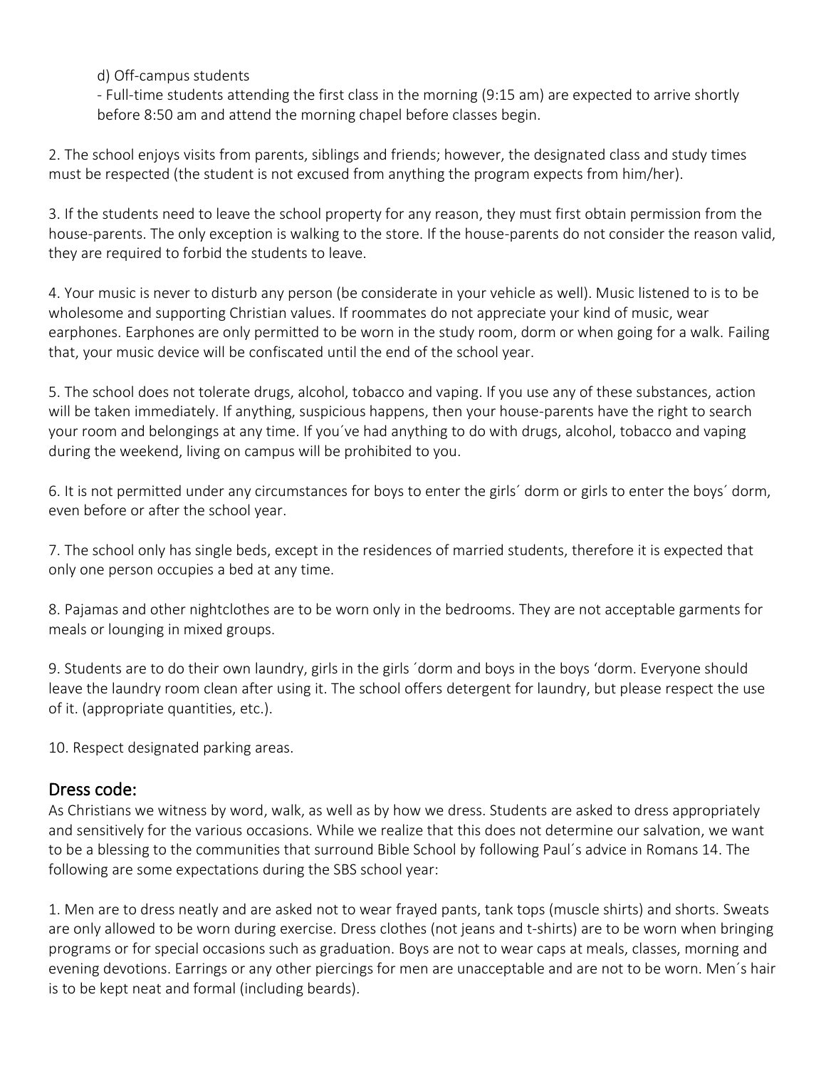d) Off-campus students

- Full-time students attending the first class in the morning (9:15 am) are expected to arrive shortly before 8:50 am and attend the morning chapel before classes begin.

2. The school enjoys visits from parents, siblings and friends; however, the designated class and study times must be respected (the student is not excused from anything the program expects from him/her).

3. If the students need to leave the school property for any reason, they must first obtain permission from the house-parents. The only exception is walking to the store. If the house-parents do not consider the reason valid, they are required to forbid the students to leave.

4. Your music is never to disturb any person (be considerate in your vehicle as well). Music listened to is to be wholesome and supporting Christian values. If roommates do not appreciate your kind of music, wear earphones. Earphones are only permitted to be worn in the study room, dorm or when going for a walk. Failing that, your music device will be confiscated until the end of the school year.

5. The school does not tolerate drugs, alcohol, tobacco and vaping. If you use any of these substances, action will be taken immediately. If anything, suspicious happens, then your house-parents have the right to search your room and belongings at any time. If you´ve had anything to do with drugs, alcohol, tobacco and vaping during the weekend, living on campus will be prohibited to you.

6. It is not permitted under any circumstances for boys to enter the girls´ dorm or girls to enter the boys´ dorm, even before or after the school year.

7. The school only has single beds, except in the residences of married students, therefore it is expected that only one person occupies a bed at any time.

8. Pajamas and other nightclothes are to be worn only in the bedrooms. They are not acceptable garments for meals or lounging in mixed groups.

9. Students are to do their own laundry, girls in the girls ´dorm and boys in the boys ‘dorm. Everyone should leave the laundry room clean after using it. The school offers detergent for laundry, but please respect the use of it. (appropriate quantities, etc.).

10. Respect designated parking areas.

## Dress code:

As Christians we witness by word, walk, as well as by how we dress. Students are asked to dress appropriately and sensitively for the various occasions. While we realize that this does not determine our salvation, we want to be a blessing to the communities that surround Bible School by following Paul´s advice in Romans 14. The following are some expectations during the SBS school year:

1. Men are to dress neatly and are asked not to wear frayed pants, tank tops (muscle shirts) and shorts. Sweats are only allowed to be worn during exercise. Dress clothes (not jeans and t-shirts) are to be worn when bringing programs or for special occasions such as graduation. Boys are not to wear caps at meals, classes, morning and evening devotions. Earrings or any other piercings for men are unacceptable and are not to be worn. Men´s hair is to be kept neat and formal (including beards).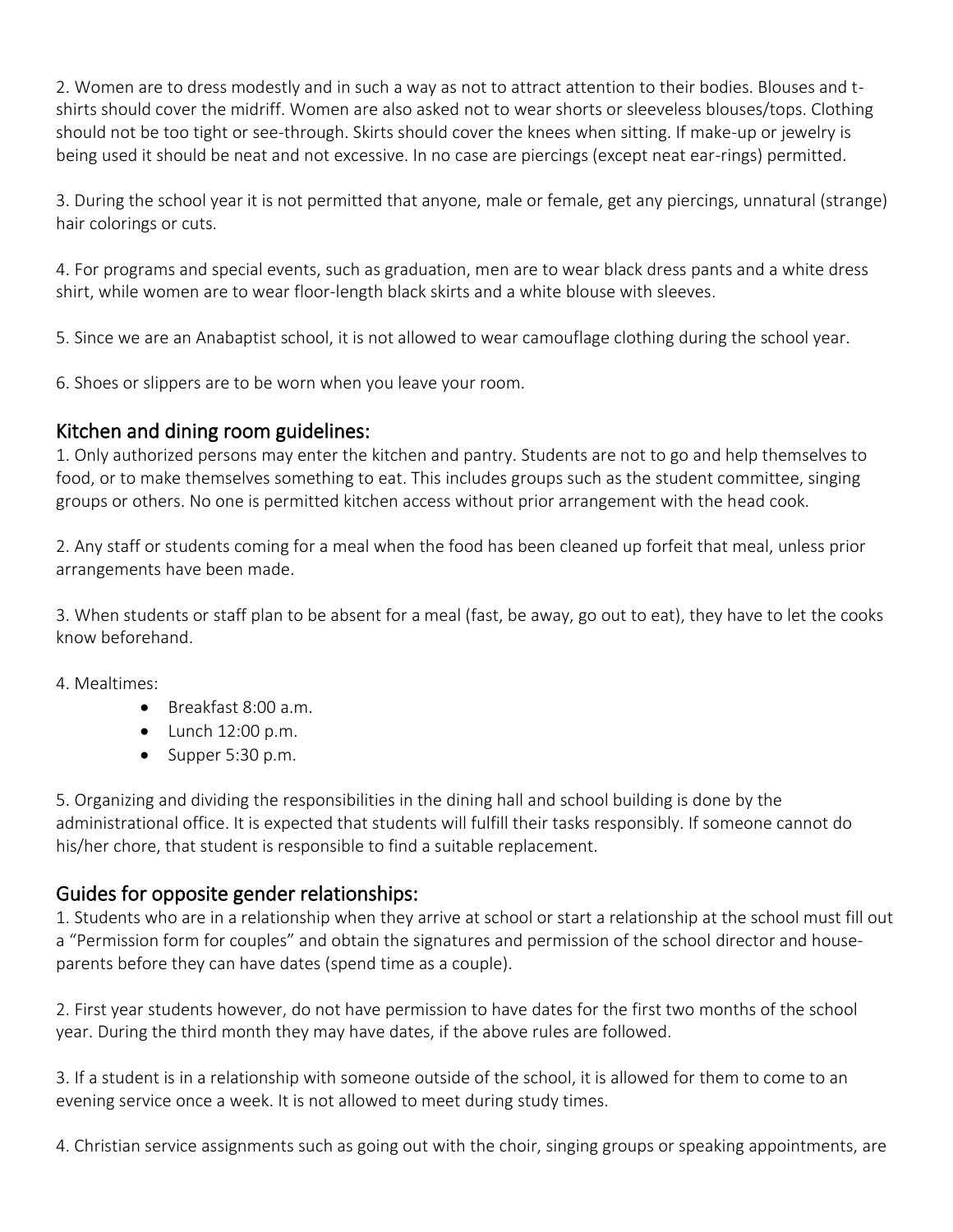2. Women are to dress modestly and in such a way as not to attract attention to their bodies. Blouses and t-shirts should cover the midriff. Women are also asked not to wear shorts or sleeveless blouses/tops. Clothing should not be too tight or see-through. Skirts should cover the knees when sitting. If make-up or jewelry is being used it should be neat and not excessive. In no case are piercings (except neat ear-rings) permitted.

3. During the school year it is not permitted that anyone, male or female, get any piercings, unnatural (strange) hair colorings or cuts.

4. For programs and special events, such as graduation, men are to wear black dress pants and a white dress shirt, while women are to wear floor-length black skirts and a white blouse with sleeves.

5. Since we are an Anabaptist school, it is not allowed to wear camouflage clothing during the school year.

6. Shoes or slippers are to be worn when you leave your room.

## Kitchen and dining room guidelines:

1. Only authorized persons may enter the kitchen and pantry. Students are not to go and help themselves to food, or to make themselves something to eat. This includes groups such as the student committee, singing groups or others. No one is permitted kitchen access without prior arrangement with the head cook.

2. Any staff or students coming for a meal when the food has been cleaned up forfeit that meal, unless prior arrangements have been made.

3. When students or staff plan to be absent for a meal (fast, be away, go out to eat), they have to let the cooks know beforehand.

4. Mealtimes:

- Breakfast 8:00 a.m.
- Lunch 12:00 p.m.
- Supper 5:30 p.m.

5. Organizing and dividing the responsibilities in the dining hall and school building is done by the administrational office. It is expected that students will fulfill their tasks responsibly. If someone cannot do his/her chore, that student is responsible to find a suitable replacement.

## Guides for opposite gender relationships:

1. Students who are in a relationship when they arrive at school or start a relationship at the school must fill out a "Permission form for couples" and obtain the signatures and permission of the school director and house-parents before they can have dates (spend time as a couple).

2. First year students however, do not have permission to have dates for the first two months of the school year. During the third month they may have dates, if the above rules are followed.

3. If a student is in a relationship with someone outside of the school, it is allowed for them to come to an evening service once a week. It is not allowed to meet during study times.

4. Christian service assignments such as going out with the choir, singing groups or speaking appointments, are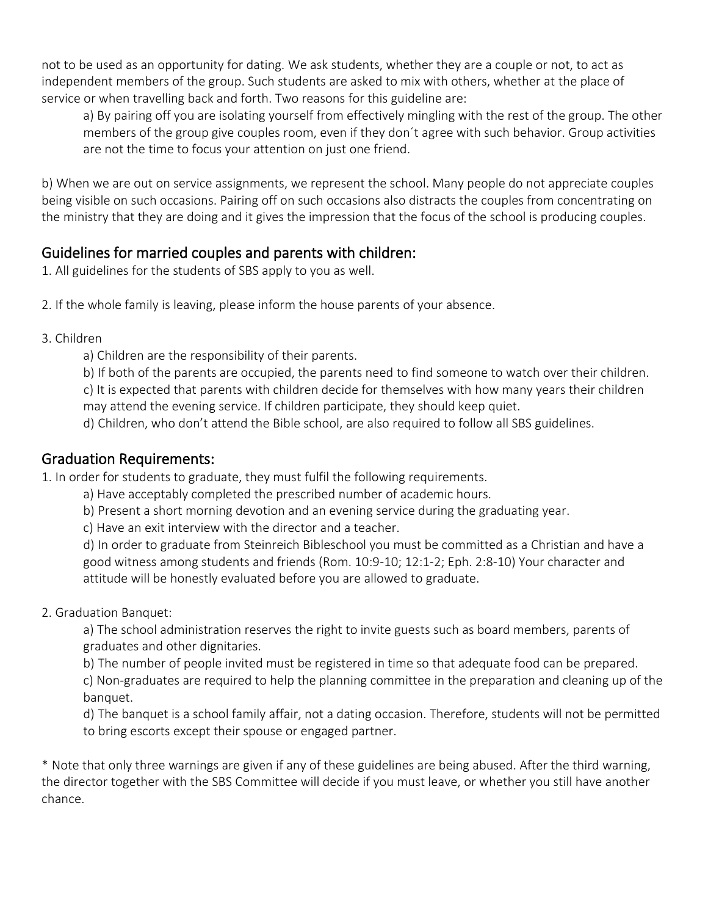not to be used as an opportunity for dating. We ask students, whether they are a couple or not, to act as independent members of the group. Such students are asked to mix with others, whether at the place of service or when travelling back and forth. Two reasons for this guideline are:

a) By pairing off you are isolating yourself from effectively mingling with the rest of the group. The other members of the group give couples room, even if they don´t agree with such behavior. Group activities are not the time to focus your attention on just one friend.

b) When we are out on service assignments, we represent the school. Many people do not appreciate couples being visible on such occasions. Pairing off on such occasions also distracts the couples from concentrating on the ministry that they are doing and it gives the impression that the focus of the school is producing couples.

## Guidelines for married couples and parents with children:

1. All guidelines for the students of SBS apply to you as well.

2. If the whole family is leaving, please inform the house parents of your absence.

3. Children
   a) Children are the responsibility of their parents.
   b) If both of the parents are occupied, the parents need to find someone to watch over their children.
   c) It is expected that parents with children decide for themselves with how many years their children may attend the evening service. If children participate, they should keep quiet.
   d) Children, who don't attend the Bible school, are also required to follow all SBS guidelines.

## Graduation Requirements:

1. In order for students to graduate, they must fulfil the following requirements.
   a) Have acceptably completed the prescribed number of academic hours.
   b) Present a short morning devotion and an evening service during the graduating year.
   c) Have an exit interview with the director and a teacher.
   d) In order to graduate from Steinreich Bibleschool you must be committed as a Christian and have a good witness among students and friends (Rom. 10:9-10; 12:1-2; Eph. 2:8-10) Your character and attitude will be honestly evaluated before you are allowed to graduate.

2. Graduation Banquet:
   a) The school administration reserves the right to invite guests such as board members, parents of graduates and other dignitaries.
   b) The number of people invited must be registered in time so that adequate food can be prepared.
   c) Non-graduates are required to help the planning committee in the preparation and cleaning up of the banquet.
   d) The banquet is a school family affair, not a dating occasion. Therefore, students will not be permitted to bring escorts except their spouse or engaged partner.

* Note that only three warnings are given if any of these guidelines are being abused. After the third warning, the director together with the SBS Committee will decide if you must leave, or whether you still have another chance.